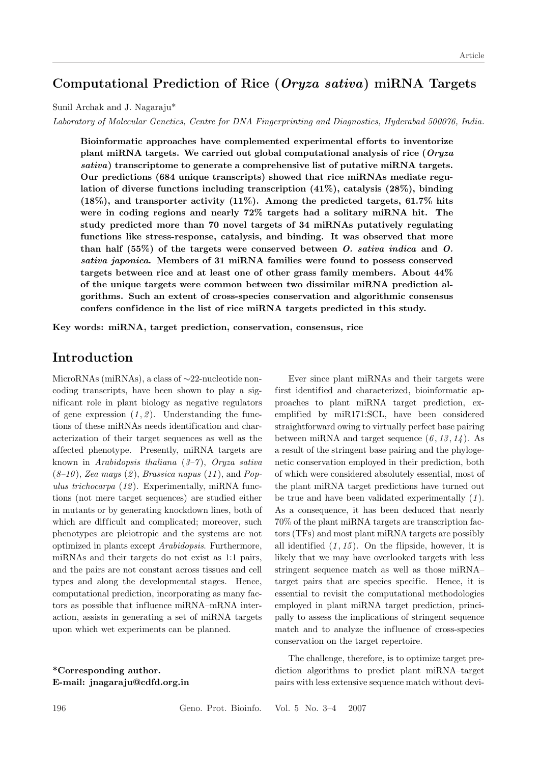# Computational Prediction of Rice (*Oryza sativa*) miRNA Targets

Sunil Archak and J. Nagaraju*

*Laboratory of Molecular Genetics, Centre for DNA Fingerprinting and Diagnostics, Hyderabad 500076, India.*

**Bioinformatic approaches have complemented experimental efforts to inventorize plant miRNA targets. We carried out global computational analysis of rice (*Oryza sativa*) transcriptome to generate a comprehensive list of putative miRNA targets. Our predictions (684 unique transcripts) showed that rice miRNAs mediate regulation of diverse functions including transcription (41%), catalysis (28%), binding (18%), and transporter activity (11%). Among the predicted targets, 61.7% hits were in coding regions and nearly 72% targets had a solitary miRNA hit. The study predicted more than 70 novel targets of 34 miRNAs putatively regulating functions like stress-response, catalysis, and binding. It was observed that more than half (55%) of the targets were conserved between *O. sativa indica* and *O. sativa japonica*. Members of 31 miRNA families were found to possess conserved targets between rice and at least one of other grass family members. About 44% of the unique targets were common between two dissimilar miRNA prediction algorithms. Such an extent of cross-species conservation and algorithmic consensus confers confidence in the list of rice miRNA targets predicted in this study.**

**Key words: miRNA, target prediction, conservation, consensus, rice**

## Introduction

MicroRNAs (miRNAs), a class of ~22-nucleotide noncoding transcripts, have been shown to play a significant role in plant biology as negative regulators of gene expression (*1*, *2*). Understanding the functions of these miRNAs needs identification and characterization of their target sequences as well as the affected phenotype. Presently, miRNA targets are known in *Arabidopsis thaliana* (*3–7*), *Oryza sativa* (*8–10*), *Zea mays* (*2*), *Brassica napus* (*11*), and *Populus trichocarpa* (*12*). Experimentally, miRNA functions (not mere target sequences) are studied either in mutants or by generating knockdown lines, both of which are difficult and complicated; moreover, such phenotypes are pleiotropic and the systems are not optimized in plants except *Arabidopsis*. Furthermore, miRNAs and their targets do not exist as 1:1 pairs, and the pairs are not constant across tissues and cell types and along the developmental stages. Hence, computational prediction, incorporating as many factors as possible that influence miRNA–mRNA interaction, assists in generating a set of miRNA targets upon which wet experiments can be planned.

Ever since plant miRNAs and their targets were first identified and characterized, bioinformatic approaches to plant miRNA target prediction, exemplified by miR171:SCL, have been considered straightforward owing to virtually perfect base pairing between miRNA and target sequence (*6*, *13*, *14*). As a result of the stringent base pairing and the phylogenetic conservation employed in their prediction, both of which were considered absolutely essential, most of the plant miRNA target predictions have turned out be true and have been validated experimentally (*1*). As a consequence, it has been deduced that nearly 70% of the plant miRNA targets are transcription factors (TFs) and most plant miRNA targets are possibly all identified (*1*, *15*). On the flipside, however, it is likely that we may have overlooked targets with less stringent sequence match as well as those miRNA–target pairs that are species specific. Hence, it is essential to revisit the computational methodologies employed in plant miRNA target prediction, principally to assess the implications of stringent sequence match and to analyze the influence of cross-species conservation on the target repertoire.

The challenge, therefore, is to optimize target prediction algorithms to predict plant miRNA–target pairs with less extensive sequence match without devi-

**\*Corresponding author.**
**E-mail: jnagaraju@cdfd.org.in**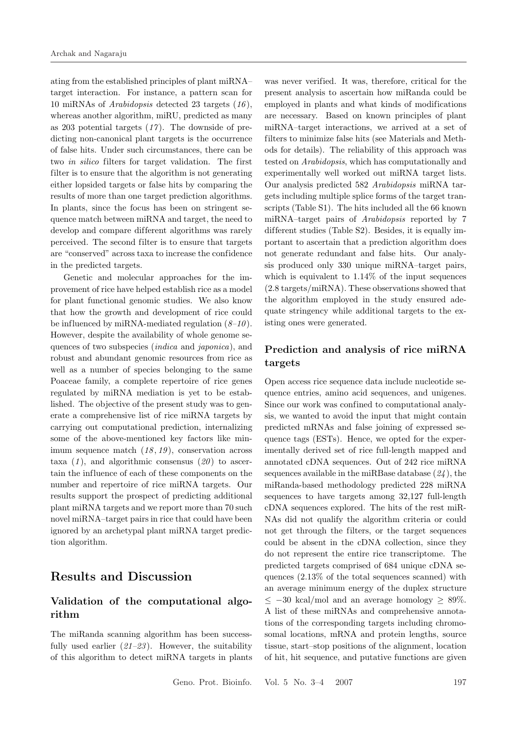ating from the established principles of plant miRNA–target interaction. For instance, a pattern scan for 10 miRNAs of *Arabidopsis* detected 23 targets (*16*), whereas another algorithm, miRU, predicted as many as 203 potential targets (*17*). The downside of predicting non-canonical plant targets is the occurrence of false hits. Under such circumstances, there can be two *in silico* filters for target validation. The first filter is to ensure that the algorithm is not generating either lopsided targets or false hits by comparing the results of more than one target prediction algorithms. In plants, since the focus has been on stringent sequence match between miRNA and target, the need to develop and compare different algorithms was rarely perceived. The second filter is to ensure that targets are "conserved" across taxa to increase the confidence in the predicted targets.

Genetic and molecular approaches for the improvement of rice have helped establish rice as a model for plant functional genomic studies. We also know that how the growth and development of rice could be influenced by miRNA-mediated regulation (*8–10*). However, despite the availability of whole genome sequences of two subspecies (*indica* and *japonica*), and robust and abundant genomic resources from rice as well as a number of species belonging to the same Poaceae family, a complete repertoire of rice genes regulated by miRNA mediation is yet to be established. The objective of the present study was to generate a comprehensive list of rice miRNA targets by carrying out computational prediction, internalizing some of the above-mentioned key factors like minimum sequence match (*18*, *19*), conservation across taxa (*1*), and algorithmic consensus (*20*) to ascertain the influence of each of these components on the number and repertoire of rice miRNA targets. Our results support the prospect of predicting additional plant miRNA targets and we report more than 70 such novel miRNA–target pairs in rice that could have been ignored by an archetypal plant miRNA target prediction algorithm.

# Results and Discussion

## Validation of the computational algorithm

The miRanda scanning algorithm has been successfully used earlier (*21–23*). However, the suitability of this algorithm to detect miRNA targets in plants was never verified. It was, therefore, critical for the present analysis to ascertain how miRanda could be employed in plants and what kinds of modifications are necessary. Based on known principles of plant miRNA–target interactions, we arrived at a set of filters to minimize false hits (see Materials and Methods for details). The reliability of this approach was tested on *Arabidopsis*, which has computationally and experimentally well worked out miRNA target lists. Our analysis predicted 582 *Arabidopsis* miRNA targets including multiple splice forms of the target transcripts (Table S1). The hits included all the 66 known miRNA–target pairs of *Arabidopsis* reported by 7 different studies (Table S2). Besides, it is equally important to ascertain that a prediction algorithm does not generate redundant and false hits. Our analysis produced only 330 unique miRNA–target pairs, which is equivalent to 1.14% of the input sequences (2.8 targets/miRNA). These observations showed that the algorithm employed in the study ensured adequate stringency while additional targets to the existing ones were generated.

## Prediction and analysis of rice miRNA targets

Open access rice sequence data include nucleotide sequence entries, amino acid sequences, and unigenes. Since our work was confined to computational analysis, we wanted to avoid the input that might contain predicted mRNAs and false joining of expressed sequence tags (ESTs). Hence, we opted for the experimentally derived set of rice full-length mapped and annotated cDNA sequences. Out of 242 rice miRNA sequences available in the miRBase database (*24*), the miRanda-based methodology predicted 228 miRNA sequences to have targets among 32,127 full-length cDNA sequences explored. The hits of the rest miRNAs did not qualify the algorithm criteria or could not get through the filters, or the target sequences could be absent in the cDNA collection, since they do not represent the entire rice transcriptome. The predicted targets comprised of 684 unique cDNA sequences (2.13% of the total sequences scanned) with an average minimum energy of the duplex structure $\leq -30$ kcal/mol and an average homology $\geq 89\%$. A list of these miRNAs and comprehensive annotations of the corresponding targets including chromosomal locations, mRNA and protein lengths, source tissue, start–stop positions of the alignment, location of hit, hit sequence, and putative functions are given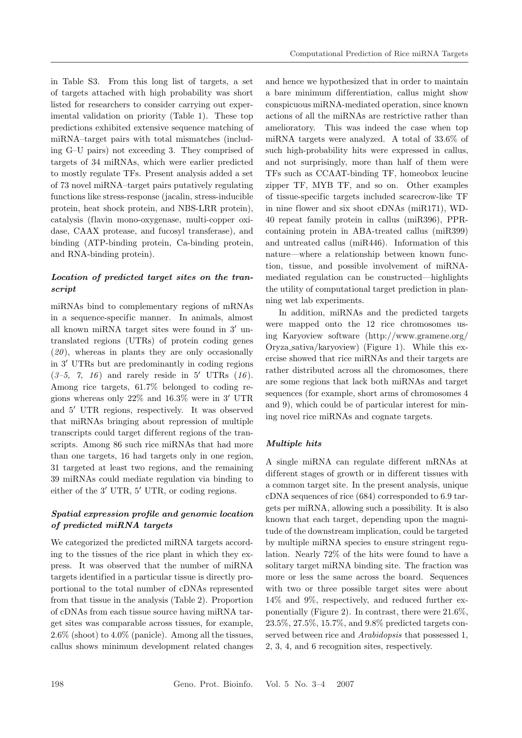in Table S3. From this long list of targets, a set of targets attached with high probability was short listed for researchers to consider carrying out experimental validation on priority (Table 1). These top predictions exhibited extensive sequence matching of miRNA–target pairs with total mismatches (including G–U pairs) not exceeding 3. They comprised of targets of 34 miRNAs, which were earlier predicted to mostly regulate TFs. Present analysis added a set of 73 novel miRNA–target pairs putatively regulating functions like stress-response (jacalin, stress-inducible protein, heat shock protein, and NBS-LRR protein), catalysis (flavin mono-oxygenase, multi-copper oxidase, CAAX protease, and fucosyl transferase), and binding (ATP-binding protein, Ca-binding protein, and RNA-binding protein).

### *Location of predicted target sites on the transcript*

miRNAs bind to complementary regions of mRNAs in a sequence-specific manner. In animals, almost all known miRNA target sites were found in 3′ untranslated regions (UTRs) of protein coding genes (*20*), whereas in plants they are only occasionally in 3′ UTRs but are predominantly in coding regions (*3–5, 7, 16*) and rarely reside in 5′ UTRs (*16*). Among rice targets, 61.7% belonged to coding regions whereas only 22% and 16.3% were in 3′ UTR and 5′ UTR regions, respectively. It was observed that miRNAs bringing about repression of multiple transcripts could target different regions of the transcripts. Among 86 such rice miRNAs that had more than one targets, 16 had targets only in one region, 31 targeted at least two regions, and the remaining 39 miRNAs could mediate regulation via binding to either of the 3′ UTR, 5′ UTR, or coding regions.

### *Spatial expression profile and genomic location of predicted miRNA targets*

We categorized the predicted miRNA targets according to the tissues of the rice plant in which they express. It was observed that the number of miRNA targets identified in a particular tissue is directly proportional to the total number of cDNAs represented from that tissue in the analysis (Table 2). Proportion of cDNAs from each tissue source having miRNA target sites was comparable across tissues, for example, 2.6% (shoot) to 4.0% (panicle). Among all the tissues, callus shows minimum development related changes and hence we hypothesized that in order to maintain a bare minimum differentiation, callus might show conspicuous miRNA-mediated operation, since known actions of all the miRNAs are restrictive rather than ameliorator. This was indeed the case when top miRNA targets were analyzed. A total of 33.6% of such high-probability hits were expressed in callus, and not surprisingly, more than half of them were TFs such as CCAAT-binding TF, homeobox leucine zipper TF, MYB TF, and so on. Other examples of tissue-specific targets included scarecrow-like TF in nine flower and six shoot cDNAs (miR171), WD-40 repeat family protein in callus (miR396), PPR-containing protein in ABA-treated callus (miR399) and untreated callus (miR446). Information of this nature—where a relationship between known function, tissue, and possible involvement of miRNA-mediated regulation can be constructed—highlights the utility of computational target prediction in planning wet lab experiments.

In addition, miRNAs and the predicted targets were mapped onto the 12 rice chromosomes using Karyoview software (http://www.gramene.org/Oryza_sativa/karyoview) (Figure 1). While this exercise showed that rice miRNAs and their targets are rather distributed across all the chromosomes, there are some regions that lack both miRNAs and target sequences (for example, short arms of chromosomes 4 and 9), which could be of particular interest for mining novel rice miRNAs and cognate targets.

### *Multiple hits*

A single miRNA can regulate different mRNAs at different stages of growth or in different tissues with a common target site. In the present analysis, unique cDNA sequences of rice (684) corresponded to 6.9 targets per miRNA, allowing such a possibility. It is also known that each target, depending upon the magnitude of the downstream implication, could be targeted by multiple miRNA species to ensure stringent regulation. Nearly 72% of the hits were found to have a solitary target miRNA binding site. The fraction was more or less the same across the board. Sequences with two or three possible target sites were about 14% and 9%, respectively, and reduced further exponentially (Figure 2). In contrast, there were 21.6%, 23.5%, 27.5%, 15.7%, and 9.8% predicted targets conserved between rice and *Arabidopsis* that possessed 1, 2, 3, 4, and 6 recognition sites, respectively.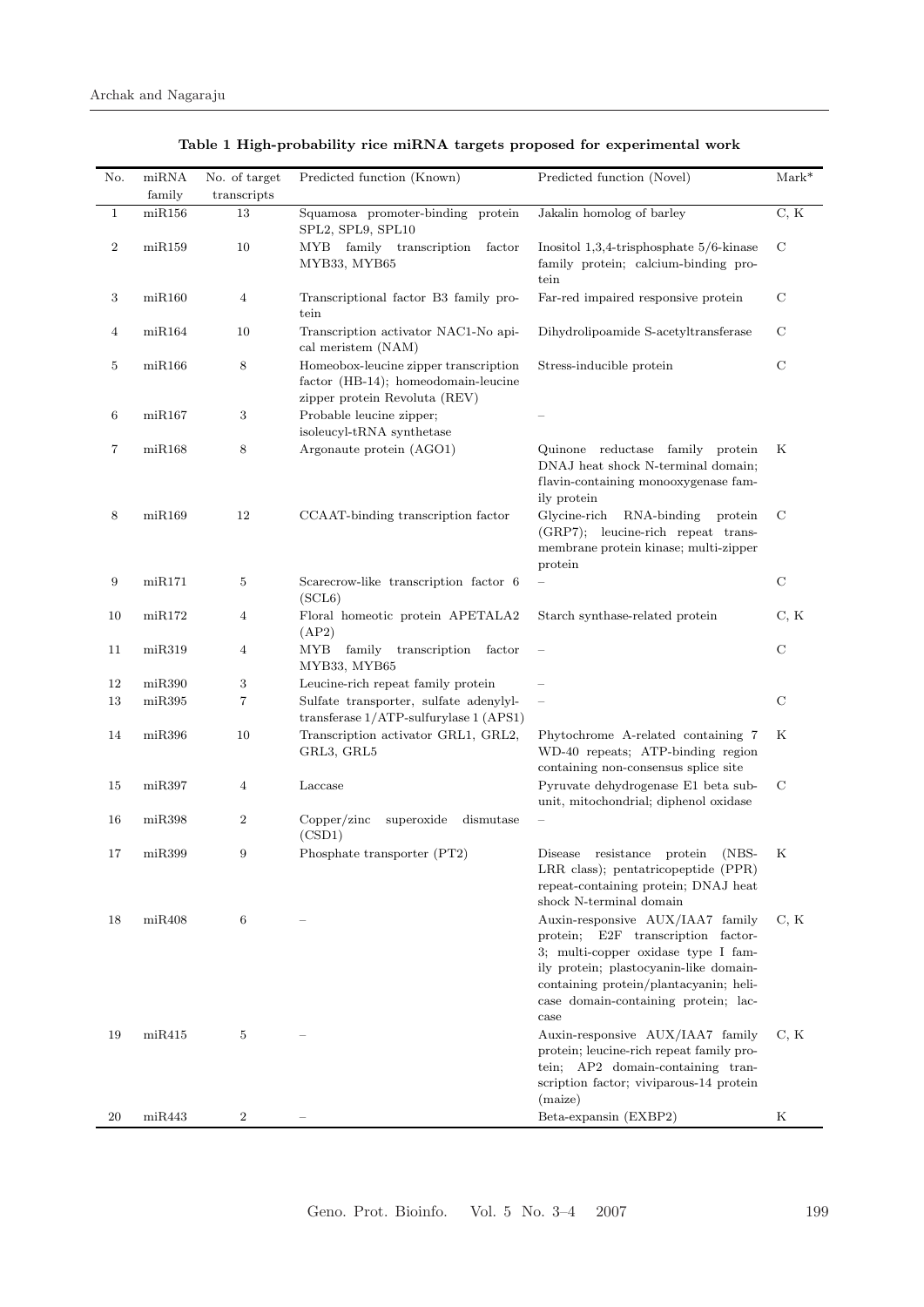**Table 1 High-probability rice miRNA targets proposed for experimental work**

| No. | miRNA family | No. of target transcripts | Predicted function (Known) | Predicted function (Novel) | Mark* |
|---|---|---|---|---|---|
| 1 | miR156 | 13 | Squamosa promoter-binding protein SPL2, SPL9, SPL10 | Jakalin homolog of barley | C, K |
| 2 | miR159 | 10 | MYB family transcription factor MYB33, MYB65 | Inositol 1,3,4-trisphosphate 5/6-kinase family protein; calcium-binding protein | C |
| 3 | miR160 | 4 | Transcriptional factor B3 family protein | Far-red impaired responsive protein | C |
| 4 | miR164 | 10 | Transcription activator NAC1-No apical meristem (NAM) | Dihydrolipoamide S-acetyltransferase | C |
| 5 | miR166 | 8 | Homeobox-leucine zipper transcription factor (HB-14); homeodomain-leucine zipper protein Revoluta (REV) | Stress-inducible protein | C |
| 6 | miR167 | 3 | Probable leucine zipper; isoleucyl-tRNA synthetase | – | |
| 7 | miR168 | 8 | Argonaute protein (AGO1) | Quinone reductase family protein DNAJ heat shock N-terminal domain; flavin-containing monooxygenase family protein | K |
| 8 | miR169 | 12 | CCAAT-binding transcription factor | Glycine-rich RNA-binding protein (GRP7); leucine-rich repeat transmembrane protein kinase; multi-zipper protein | C |
| 9 | miR171 | 5 | Scarecrow-like transcription factor 6 (SCL6) | – | C |
| 10 | miR172 | 4 | Floral homeotic protein APETALA2 (AP2) | Starch synthase-related protein | C, K |
| 11 | miR319 | 4 | MYB family transcription factor MYB33, MYB65 | – | C |
| 12 | miR390 | 3 | Leucine-rich repeat family protein | – | |
| 13 | miR395 | 7 | Sulfate transporter, sulfate adenylyltransferase 1/ATP-sulfurylase 1 (APS1) | – | C |
| 14 | miR396 | 10 | Transcription activator GRL1, GRL2, GRL3, GRL5 | Phytochrome A-related containing 7 WD-40 repeats; ATP-binding region containing non-consensus splice site | K |
| 15 | miR397 | 4 | Laccase | Pyruvate dehydrogenase E1 beta subunit, mitochondrial; diphenol oxidase | C |
| 16 | miR398 | 2 | Copper/zinc superoxide dismutase (CSD1) | – | |
| 17 | miR399 | 9 | Phosphate transporter (PT2) | Disease resistance protein (NBS-LRR class); pentatricopeptide (PPR) repeat-containing protein; DNAJ heat shock N-terminal domain | K |
| 18 | miR408 | 6 | – | Auxin-responsive AUX/IAA7 family protein; E2F transcription factor-3; multi-copper oxidase type I family protein; plastocyanin-like domain-containing protein/plantacyanin; helicase domain-containing protein; laccase | C, K |
| 19 | miR415 | 5 | – | Auxin-responsive AUX/IAA7 family protein; leucine-rich repeat family protein; AP2 domain-containing transcription factor; viviparous-14 protein (maize) | C, K |
| 20 | miR443 | 2 | – | Beta-expansin (EXBP2) | K |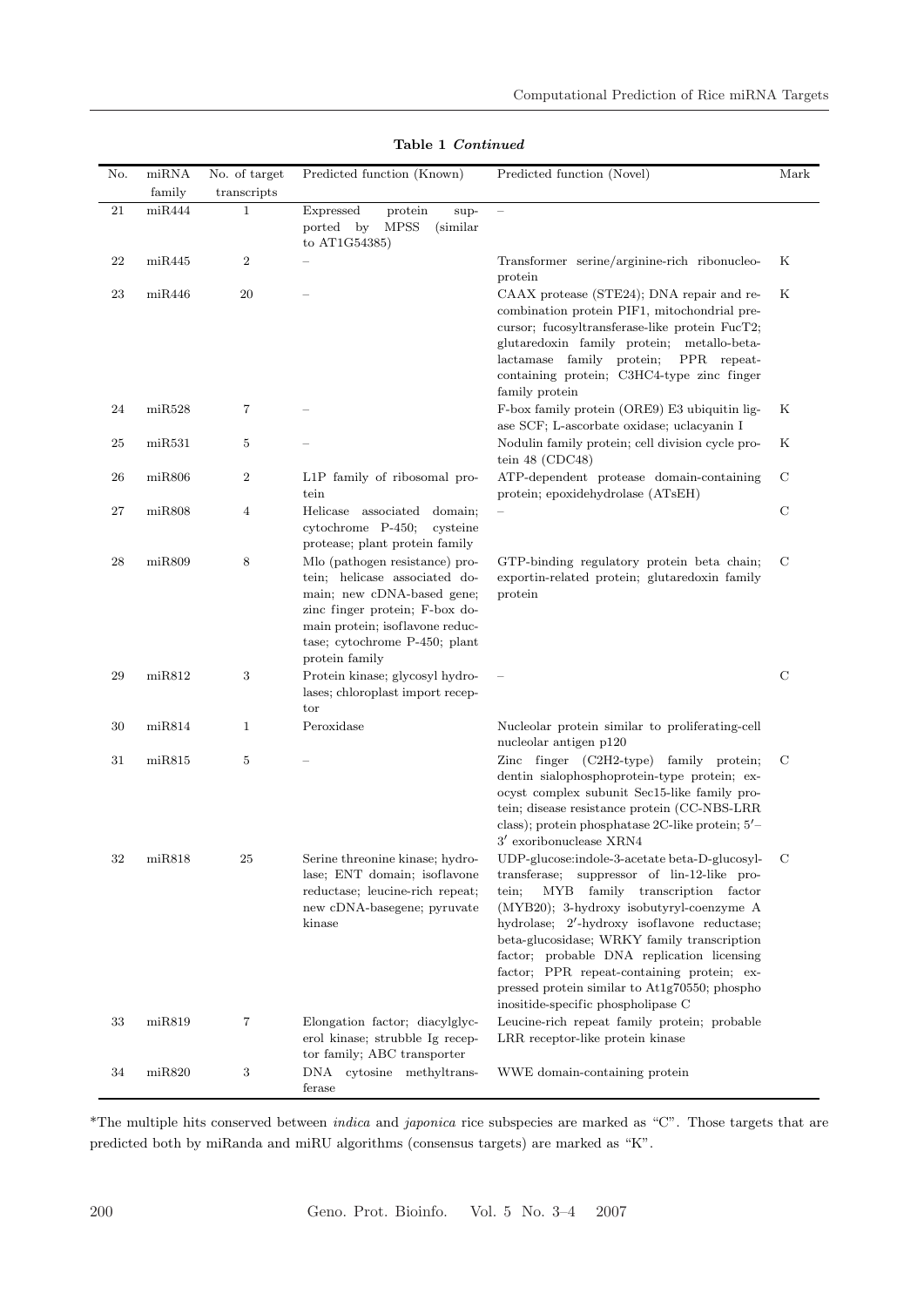**Table 1** *Continued*

| No. | miRNA family | No. of target transcripts | Predicted function (Known) | Predicted function (Novel) | Mark |
|---|---|---|---|---|---|
| 21 | miR444 | 1 | Expressed protein supported by MPSS (similar to AT1G54385) | – | |
| 22 | miR445 | 2 | – | Transformer serine/arginine-rich ribonucleoprotein | K |
| 23 | miR446 | 20 | – | CAAX protease (STE24); DNA repair and recombination protein PIF1, mitochondrial precursor; fucosyltransferase-like protein FucT2; glutaredoxin family protein; metallo-beta-lactamase family protein; PPR repeat-containing protein; C3HC4-type zinc finger family protein | K |
| 24 | miR528 | 7 | – | F-box family protein (ORE9) E3 ubiquitin ligase SCF; L-ascorbate oxidase; uclacyanin I | K |
| 25 | miR531 | 5 | – | Nodulin family protein; cell division cycle protein 48 (CDC48) | K |
| 26 | miR806 | 2 | L1P family of ribosomal protein | ATP-dependent protease domain-containing protein; epoxidehydrolase (ATsEH) | C |
| 27 | miR808 | 4 | Helicase associated domain; cytochrome P-450; cysteine protease; plant protein family | – | C |
| 28 | miR809 | 8 | Mlo (pathogen resistance) protein; helicase associated domain; new cDNA-based gene; zinc finger protein; F-box domain protein; isoflavone reductase; cytochrome P-450; plant protein family | GTP-binding regulatory protein beta chain; exportin-related protein; glutaredoxin family protein | C |
| 29 | miR812 | 3 | Protein kinase; glycosyl hydrolases; chloroplast import receptor | – | C |
| 30 | miR814 | 1 | Peroxidase | Nucleolar protein similar to proliferating-cell nucleolar antigen p120 | |
| 31 | miR815 | 5 | – | Zinc finger (C2H2-type) family protein; dentin sialophosphoprotein-type protein; exocyst complex subunit Sec15-like family protein; disease resistance protein (CC-NBS-LRR class); protein phosphatase 2C-like protein; $5'$–$3'$ exoribonuclease XRN4 | C |
| 32 | miR818 | 25 | Serine threonine kinase; hydrolase; ENT domain; isoflavone reductase; leucine-rich repeat; new cDNA-basegene; pyruvate kinase | UDP-glucose:indole-3-acetate beta-D-glucosyltransferase; suppressor of lin-12-like protein; MYB family transcription factor (MYB20); 3-hydroxy isobutyryl-coenzyme A hydrolase; $2'$-hydroxy isoflavone reductase; beta-glucosidase; WRKY family transcription factor; probable DNA replication licensing factor; PPR repeat-containing protein; expressed protein similar to At1g70550; phospho inositide-specific phospholipase C | C |
| 33 | miR819 | 7 | Elongation factor; diacylglycerol kinase; strubble Ig receptor family; ABC transporter | Leucine-rich repeat family protein; probable LRR receptor-like protein kinase | |
| 34 | miR820 | 3 | DNA cytosine methyltransferase | WWE domain-containing protein | |

*The multiple hits conserved between *indica* and *japonica* rice subspecies are marked as "C". Those targets that are predicted both by miRanda and miRU algorithms (consensus targets) are marked as "K".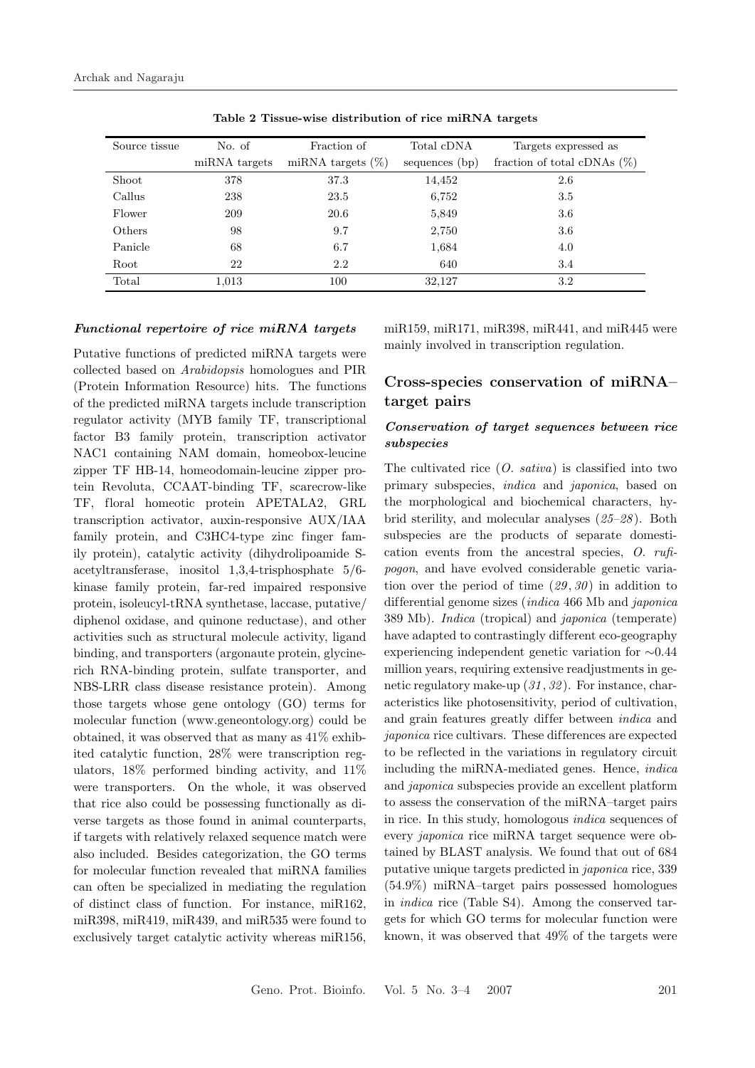**Table 2 Tissue-wise distribution of rice miRNA targets**

| Source tissue | No. of miRNA targets | Fraction of miRNA targets (%) | Total cDNA sequences (bp) | Targets expressed as fraction of total cDNAs (%) |
|---|---|---|---|---|
| Shoot | 378 | 37.3 | 14,452 | 2.6 |
| Callus | 238 | 23.5 | 6,752 | 3.5 |
| Flower | 209 | 20.6 | 5,849 | 3.6 |
| Others | 98 | 9.7 | 2,750 | 3.6 |
| Panicle | 68 | 6.7 | 1,684 | 4.0 |
| Root | 22 | 2.2 | 640 | 3.4 |
| Total | 1,013 | 100 | 32,127 | 3.2 |

### *Functional repertoire of rice miRNA targets*

Putative functions of predicted miRNA targets were collected based on *Arabidopsis* homologues and PIR (Protein Information Resource) hits. The functions of the predicted miRNA targets include transcription regulator activity (MYB family TF, transcriptional factor B3 family protein, transcription activator NAC1 containing NAM domain, homeobox-leucine zipper TF HB-14, homeodomain-leucine zipper protein Revoluta, CCAAT-binding TF, scarecrow-like TF, floral homeotic protein APETALA2, GRL transcription activator, auxin-responsive AUX/IAA family protein, and C3HC4-type zinc finger family protein), catalytic activity (dihydrolipoamide S-acetyltransferase, inositol 1,3,4-trisphosphate 5/6-kinase family protein, far-red impaired responsive protein, isoleucyl-tRNA synthetase, laccase, putative/diphenol oxidase, and quinone reductase), and other activities such as structural molecule activity, ligand binding, and transporters (argonaute protein, glycine-rich RNA-binding protein, sulfate transporter, and NBS-LRR class disease resistance protein). Among those targets whose gene ontology (GO) terms for molecular function (www.geneontology.org) could be obtained, it was observed that as many as 41% exhibited catalytic function, 28% were transcription regulators, 18% performed binding activity, and 11% were transporters. On the whole, it was observed that rice also could be possessing functionally as diverse targets as those found in animal counterparts, if targets with relatively relaxed sequence match were also included. Besides categorization, the GO terms for molecular function revealed that miRNA families can often be specialized in mediating the regulation of distinct class of function. For instance, miR162, miR398, miR419, miR439, and miR535 were found to exclusively target catalytic activity whereas miR156, miR159, miR171, miR398, miR441, and miR445 were mainly involved in transcription regulation.

## Cross-species conservation of miRNA–target pairs

### *Conservation of target sequences between rice subspecies*

The cultivated rice (*O. sativa*) is classified into two primary subspecies, *indica* and *japonica*, based on the morphological and biochemical characters, hybrid sterility, and molecular analyses (*25–28*). Both subspecies are the products of separate domestication events from the ancestral species, *O. rufipogon*, and have evolved considerable genetic variation over the period of time (*29*, *30*) in addition to differential genome sizes (*indica* 466 Mb and *japonica* 389 Mb). *Indica* (tropical) and *japonica* (temperate) have adapted to contrastingly different eco-geography experiencing independent genetic variation for ∼0.44 million years, requiring extensive readjustments in genetic regulatory make-up (*31*, *32*). For instance, characteristics like photosensitivity, period of cultivation, and grain features greatly differ between *indica* and *japonica* rice cultivars. These differences are expected to be reflected in the variations in regulatory circuit including the miRNA-mediated genes. Hence, *indica* and *japonica* subspecies provide an excellent platform to assess the conservation of the miRNA–target pairs in rice. In this study, homologous *indica* sequences of every *japonica* rice miRNA target sequence were obtained by BLAST analysis. We found that out of 684 putative unique targets predicted in *japonica* rice, 339 (54.9%) miRNA–target pairs possessed homologues in *indica* rice (Table S4). Among the conserved targets for which GO terms for molecular function were known, it was observed that 49% of the targets were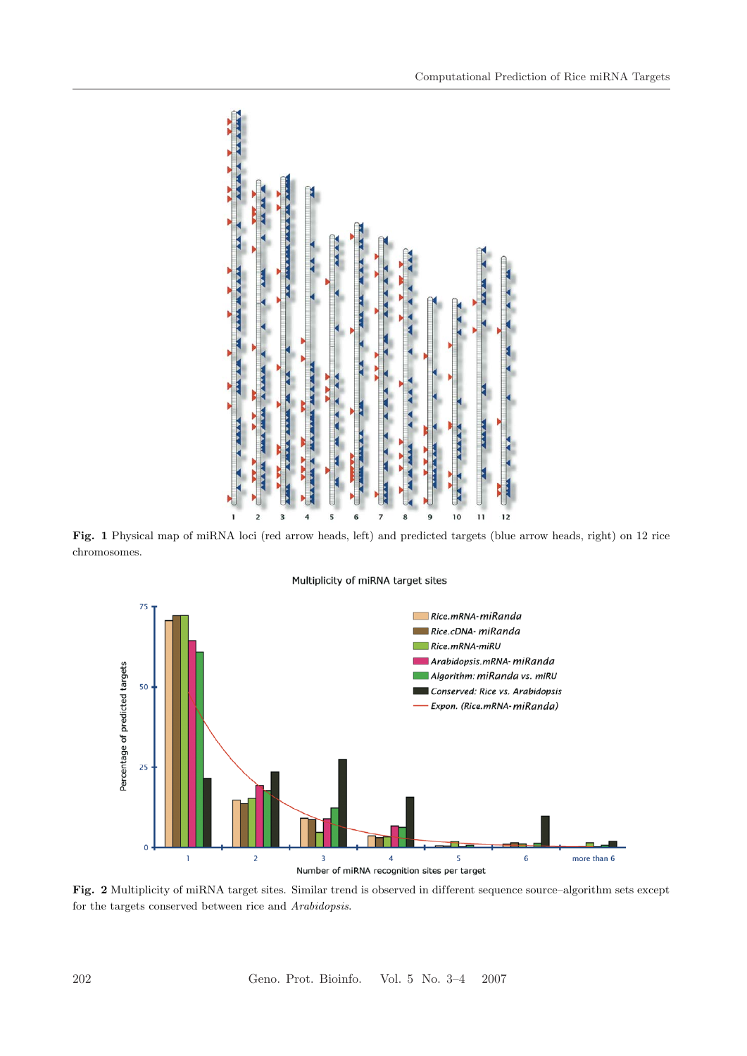**Fig. 1** Physical map of miRNA loci (red arrow heads, left) and predicted targets (blue arrow heads, right) on 12 rice chromosomes.

**Fig. 2** Multiplicity of miRNA target sites. Similar trend is observed in different sequence source–algorithm sets except for the targets conserved between rice and *Arabidopsis*.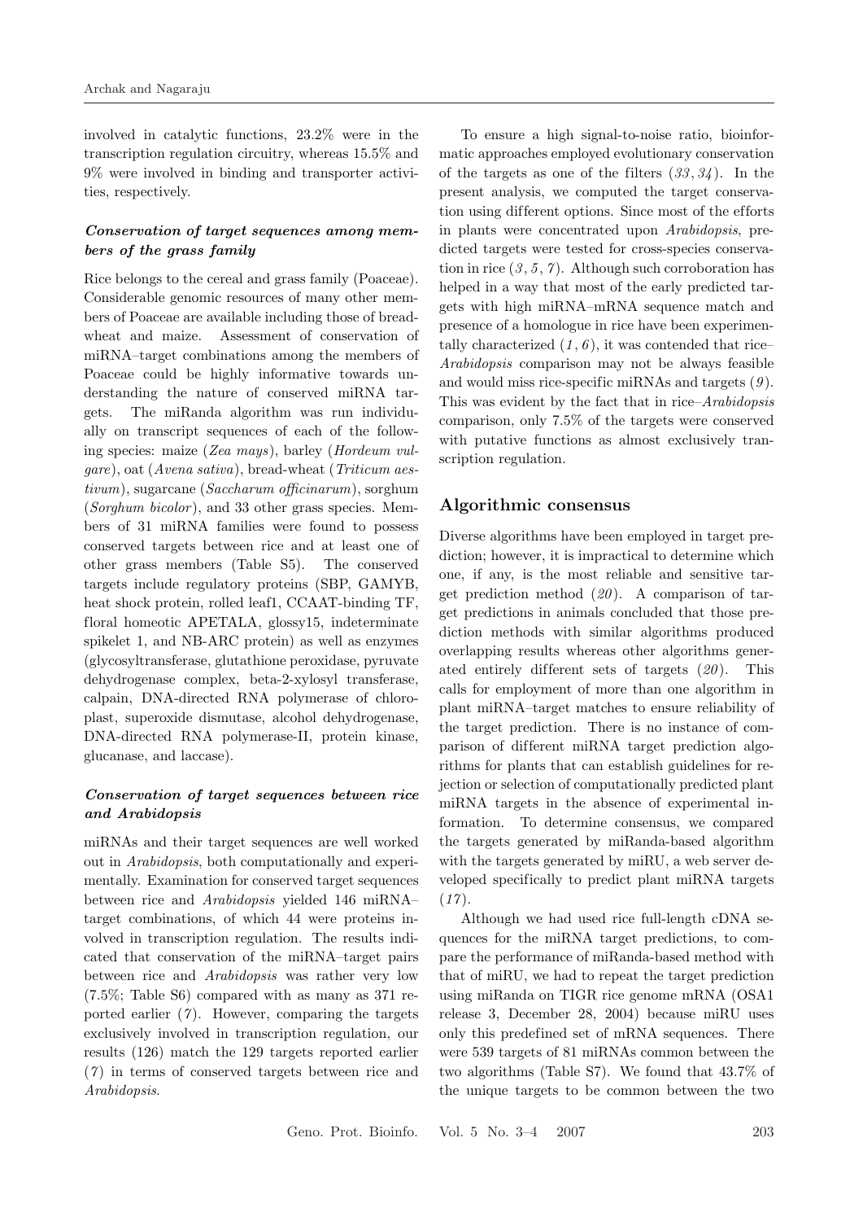involved in catalytic functions, 23.2% were in the transcription regulation circuitry, whereas 15.5% and 9% were involved in binding and transporter activities, respectively.

### *Conservation of target sequences among members of the grass family*

Rice belongs to the cereal and grass family (Poaceae). Considerable genomic resources of many other members of Poaceae are available including those of bread-wheat and maize. Assessment of conservation of miRNA–target combinations among the members of Poaceae could be highly informative towards understanding the nature of conserved miRNA targets. The miRanda algorithm was run individually on transcript sequences of each of the following species: maize (*Zea mays*), barley (*Hordeum vulgare*), oat (*Avena sativa*), bread-wheat (*Triticum aestivum*), sugarcane (*Saccharum officinarum*), sorghum (*Sorghum bicolor*), and 33 other grass species. Members of 31 miRNA families were found to possess conserved targets between rice and at least one of other grass members (Table S5). The conserved targets include regulatory proteins (SBP, GAMYB, heat shock protein, rolled leaf1, CCAAT-binding TF, floral homeotic APETALA, glossy15, indeterminate spikelet 1, and NB-ARC protein) as well as enzymes (glycosyltransferase, glutathione peroxidase, pyruvate dehydrogenase complex, beta-2-xylosyl transferase, calpain, DNA-directed RNA polymerase of chloroplast, superoxide dismutase, alcohol dehydrogenase, DNA-directed RNA polymerase-II, protein kinase, glucanase, and laccase).

### *Conservation of target sequences between rice and Arabidopsis*

miRNAs and their target sequences are well worked out in *Arabidopsis*, both computationally and experimentally. Examination for conserved target sequences between rice and *Arabidopsis* yielded 146 miRNA–target combinations, of which 44 were proteins involved in transcription regulation. The results indicated that conservation of the miRNA–target pairs between rice and *Arabidopsis* was rather very low (7.5%; Table S6) compared with as many as 371 reported earlier (*7*). However, comparing the targets exclusively involved in transcription regulation, our results (126) match the 129 targets reported earlier (*7*) in terms of conserved targets between rice and *Arabidopsis*.

To ensure a high signal-to-noise ratio, bioinformatic approaches employed evolutionary conservation of the targets as one of the filters (*33*, *34*). In the present analysis, we computed the target conservation using different options. Since most of the efforts in plants were concentrated upon *Arabidopsis*, predicted targets were tested for cross-species conservation in rice (*3*, *5*, *7*). Although such corroboration has helped in a way that most of the early predicted targets with high miRNA–mRNA sequence match and presence of a homologue in rice have been experimentally characterized (*1*, *6*), it was contended that rice–*Arabidopsis* comparison may not be always feasible and would miss rice-specific miRNAs and targets (*9*). This was evident by the fact that in rice–*Arabidopsis* comparison, only 7.5% of the targets were conserved with putative functions as almost exclusively transcription regulation.

## Algorithmic consensus

Diverse algorithms have been employed in target prediction; however, it is impractical to determine which one, if any, is the most reliable and sensitive target prediction method (*20*). A comparison of target predictions in animals concluded that those prediction methods with similar algorithms produced overlapping results whereas other algorithms generated entirely different sets of targets (*20*). This calls for employment of more than one algorithm in plant miRNA–target matches to ensure reliability of the target prediction. There is no instance of comparison of different miRNA target prediction algorithms for plants that can establish guidelines for rejection or selection of computationally predicted plant miRNA targets in the absence of experimental information. To determine consensus, we compared the targets generated by miRanda-based algorithm with the targets generated by miRU, a web server developed specifically to predict plant miRNA targets (*17*).

Although we had used rice full-length cDNA sequences for the miRNA target predictions, to compare the performance of miRanda-based method with that of miRU, we had to repeat the target prediction using miRanda on TIGR rice genome mRNA (OSA1 release 3, December 28, 2004) because miRU uses only this predefined set of mRNA sequences. There were 539 targets of 81 miRNAs common between the two algorithms (Table S7). We found that 43.7% of the unique targets to be common between the two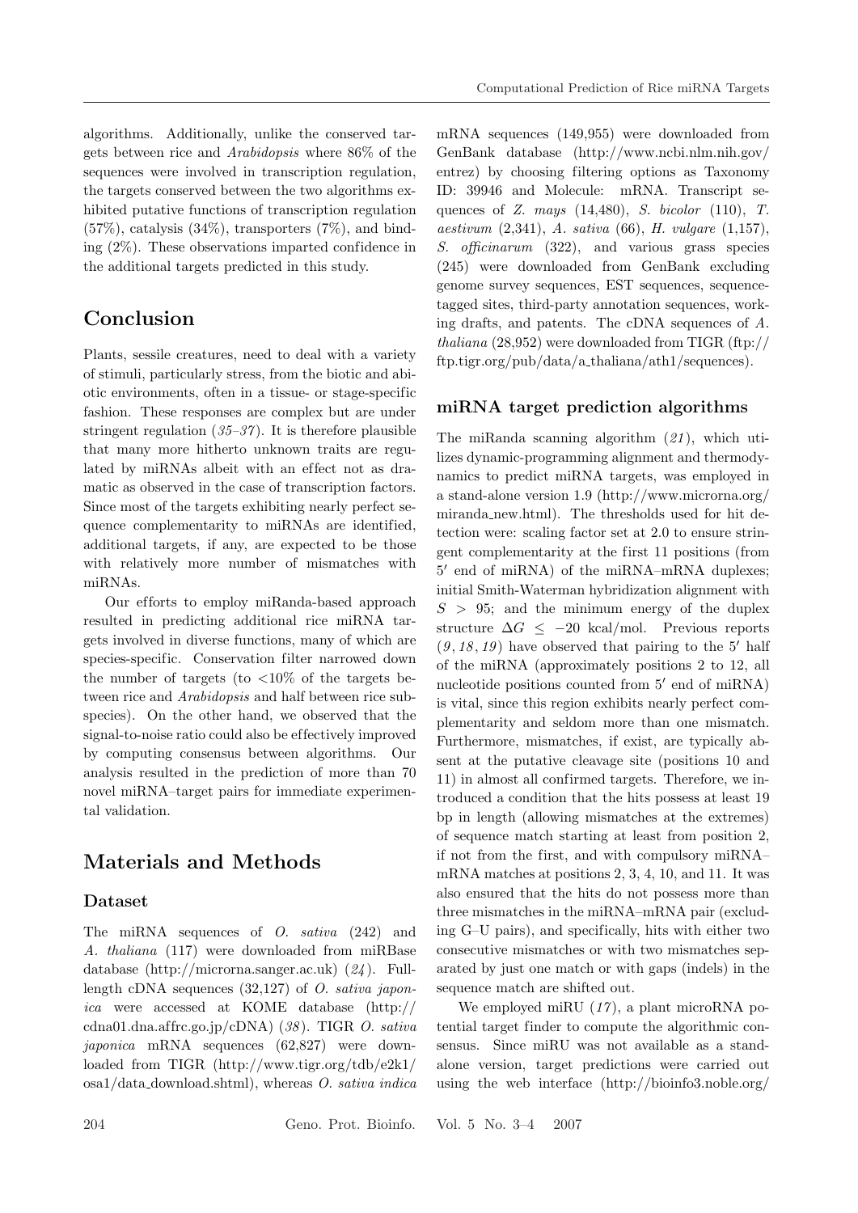algorithms. Additionally, unlike the conserved targets between rice and *Arabidopsis* where 86% of the sequences were involved in transcription regulation, the targets conserved between the two algorithms exhibited putative functions of transcription regulation (57%), catalysis (34%), transporters (7%), and binding (2%). These observations imparted confidence in the additional targets predicted in this study.

## Conclusion

Plants, sessile creatures, need to deal with a variety of stimuli, particularly stress, from the biotic and abiotic environments, often in a tissue- or stage-specific fashion. These responses are complex but are under stringent regulation (*35–37*). It is therefore plausible that many more hitherto unknown traits are regulated by miRNAs albeit with an effect not as dramatic as observed in the case of transcription factors. Since most of the targets exhibiting nearly perfect sequence complementarity to miRNAs are identified, additional targets, if any, are expected to be those with relatively more number of mismatches with miRNAs.

Our efforts to employ miRanda-based approach resulted in predicting additional rice miRNA targets involved in diverse functions, many of which are species-specific. Conservation filter narrowed down the number of targets (to <10% of the targets between rice and *Arabidopsis* and half between rice subspecies). On the other hand, we observed that the signal-to-noise ratio could also be effectively improved by computing consensus between algorithms. Our analysis resulted in the prediction of more than 70 novel miRNA–target pairs for immediate experimental validation.

## Materials and Methods

### Dataset

The miRNA sequences of *O. sativa* (242) and *A. thaliana* (117) were downloaded from miRBase database (http://microrna.sanger.ac.uk) (*24*). Full-length cDNA sequences (32,127) of *O. sativa japonica* were accessed at KOME database (http://cdna01.dna.affrc.go.jp/cDNA) (*38*). TIGR *O. sativa japonica* mRNA sequences (62,827) were downloaded from TIGR (http://www.tigr.org/tdb/e2k1/osa1/data_download.shtml), whereas *O. sativa indica* mRNA sequences (149,955) were downloaded from GenBank database (http://www.ncbi.nlm.nih.gov/entrez) by choosing filtering options as Taxonomy ID: 39946 and Molecule: mRNA. Transcript sequences of *Z. mays* (14,480), *S. bicolor* (110), *T. aestivum* (2,341), *A. sativa* (66), *H. vulgare* (1,157), *S. officinarum* (322), and various grass species (245) were downloaded from GenBank excluding genome survey sequences, EST sequences, sequence-tagged sites, third-party annotation sequences, working drafts, and patents. The cDNA sequences of *A. thaliana* (28,952) were downloaded from TIGR (ftp://ftp.tigr.org/pub/data/a_thaliana/ath1/sequences).

### miRNA target prediction algorithms

The miRanda scanning algorithm (*21*), which utilizes dynamic-programming alignment and thermodynamics to predict miRNA targets, was employed in a stand-alone version 1.9 (http://www.microrna.org/miranda_new.html). The thresholds used for hit detection were: scaling factor set at 2.0 to ensure stringent complementarity at the first 11 positions (from $5'$ end of miRNA) of the miRNA–mRNA duplexes; initial Smith-Waterman hybridization alignment with $S > 95$; and the minimum energy of the duplex structure $\Delta G \leq -20$ kcal/mol. Previous reports (*9*, *18*, *19*) have observed that pairing to the $5'$ half of the miRNA (approximately positions 2 to 12, all nucleotide positions counted from $5'$ end of miRNA) is vital, since this region exhibits nearly perfect complementarity and seldom more than one mismatch. Furthermore, mismatches, if exist, are typically absent at the putative cleavage site (positions 10 and 11) in almost all confirmed targets. Therefore, we introduced a condition that the hits possess at least 19 bp in length (allowing mismatches at the extremes) of sequence match starting at least from position 2, if not from the first, and with compulsory miRNA–mRNA matches at positions 2, 3, 4, 10, and 11. It was also ensured that the hits do not possess more than three mismatches in the miRNA–mRNA pair (excluding G–U pairs), and specifically, hits with either two consecutive mismatches or with two mismatches separated by just one match or with gaps (indels) in the sequence match are shifted out.

We employed miRU (*17*), a plant microRNA potential target finder to compute the algorithmic consensus. Since miRU was not available as a stand-alone version, target predictions were carried out using the web interface (http://bioinfo3.noble.org/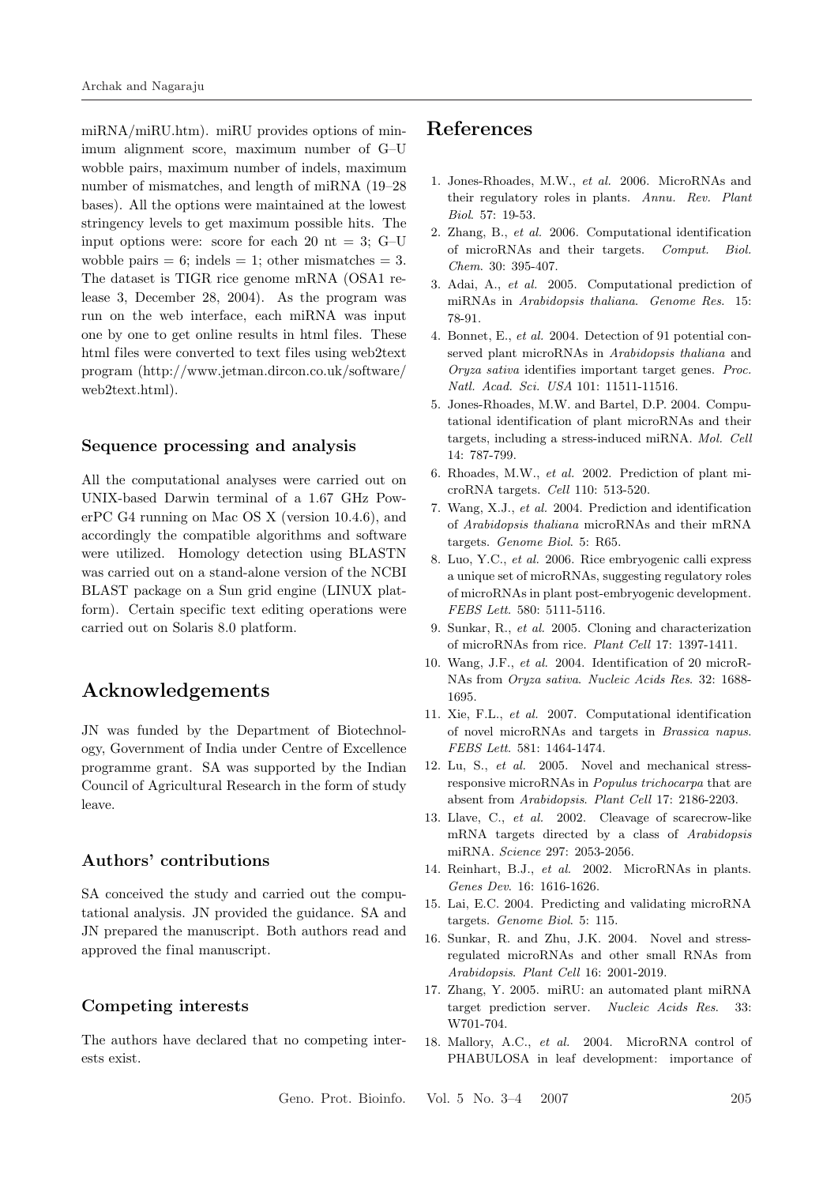miRNA/miRU.htm). miRU provides options of minimum alignment score, maximum number of G–U wobble pairs, maximum number of indels, maximum number of mismatches, and length of miRNA (19–28 bases). All the options were maintained at the lowest stringency levels to get maximum possible hits. The input options were: score for each 20 nt = 3; G–U wobble pairs = 6; indels = 1; other mismatches = 3. The dataset is TIGR rice genome mRNA (OSA1 release 3, December 28, 2004). As the program was run on the web interface, each miRNA was input one by one to get online results in html files. These html files were converted to text files using web2text program (http://www.jetman.dircon.co.uk/software/web2text.html).

### Sequence processing and analysis

All the computational analyses were carried out on UNIX-based Darwin terminal of a 1.67 GHz PowerPC G4 running on Mac OS X (version 10.4.6), and accordingly the compatible algorithms and software were utilized. Homology detection using BLASTN was carried out on a stand-alone version of the NCBI BLAST package on a Sun grid engine (LINUX platform). Certain specific text editing operations were carried out on Solaris 8.0 platform.

## Acknowledgements

JN was funded by the Department of Biotechnology, Government of India under Centre of Excellence programme grant. SA was supported by the Indian Council of Agricultural Research in the form of study leave.

### Authors' contributions

SA conceived the study and carried out the computational analysis. JN provided the guidance. SA and JN prepared the manuscript. Both authors read and approved the final manuscript.

### Competing interests

The authors have declared that no competing interests exist.

## References

1. Jones-Rhoades, M.W., *et al.* 2006. MicroRNAs and their regulatory roles in plants. *Annu. Rev. Plant Biol.* 57: 19-53.
2. Zhang, B., *et al.* 2006. Computational identification of microRNAs and their targets. *Comput. Biol. Chem.* 30: 395-407.
3. Adai, A., *et al.* 2005. Computational prediction of miRNAs in *Arabidopsis thaliana*. *Genome Res.* 15: 78-91.
4. Bonnet, E., *et al.* 2004. Detection of 91 potential conserved plant microRNAs in *Arabidopsis thaliana* and *Oryza sativa* identifies important target genes. *Proc. Natl. Acad. Sci. USA* 101: 11511-11516.
5. Jones-Rhoades, M.W. and Bartel, D.P. 2004. Computational identification of plant microRNAs and their targets, including a stress-induced miRNA. *Mol. Cell* 14: 787-799.
6. Rhoades, M.W., *et al.* 2002. Prediction of plant microRNA targets. *Cell* 110: 513-520.
7. Wang, X.J., *et al.* 2004. Prediction and identification of *Arabidopsis thaliana* microRNAs and their mRNA targets. *Genome Biol.* 5: R65.
8. Luo, Y.C., *et al.* 2006. Rice embryogenic calli express a unique set of microRNAs, suggesting regulatory roles of microRNAs in plant post-embryogenic development. *FEBS Lett.* 580: 5111-5116.
9. Sunkar, R., *et al.* 2005. Cloning and characterization of microRNAs from rice. *Plant Cell* 17: 1397-1411.
10. Wang, J.F., *et al.* 2004. Identification of 20 microRNAs from *Oryza sativa*. *Nucleic Acids Res.* 32: 1688-1695.
11. Xie, F.L., *et al.* 2007. Computational identification of novel microRNAs and targets in *Brassica napus*. *FEBS Lett.* 581: 1464-1474.
12. Lu, S., *et al.* 2005. Novel and mechanical stress-responsive microRNAs in *Populus trichocarpa* that are absent from *Arabidopsis*. *Plant Cell* 17: 2186-2203.
13. Llave, C., *et al.* 2002. Cleavage of scarecrow-like mRNA targets directed by a class of *Arabidopsis* miRNA. *Science* 297: 2053-2056.
14. Reinhart, B.J., *et al.* 2002. MicroRNAs in plants. *Genes Dev.* 16: 1616-1626.
15. Lai, E.C. 2004. Predicting and validating microRNA targets. *Genome Biol.* 5: 115.
16. Sunkar, R. and Zhu, J.K. 2004. Novel and stress-regulated microRNAs and other small RNAs from *Arabidopsis*. *Plant Cell* 16: 2001-2019.
17. Zhang, Y. 2005. miRU: an automated plant miRNA target prediction server. *Nucleic Acids Res.* 33: W701-704.
18. Mallory, A.C., *et al.* 2004. MicroRNA control of PHABULOSA in leaf development: importance of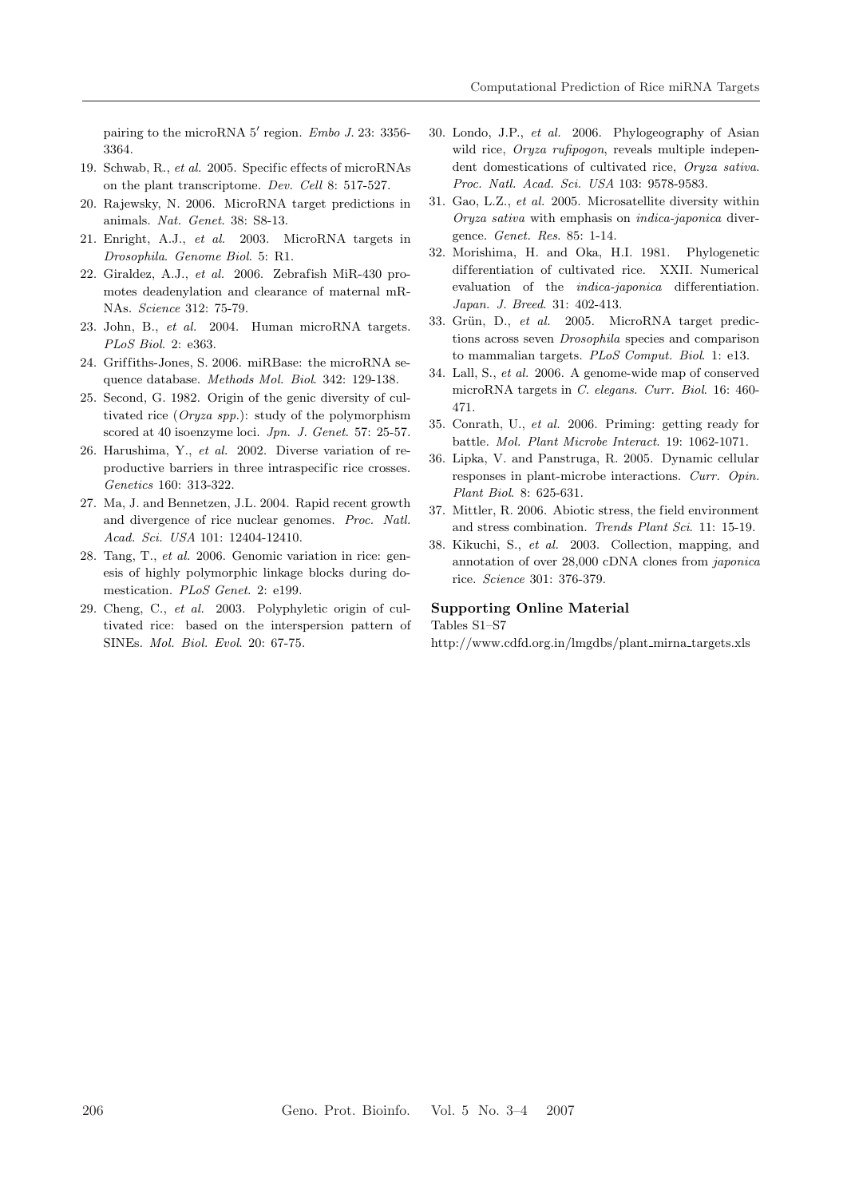pairing to the microRNA 5′ region. *Embo J.* 23: 3356-3364.

19. Schwab, R., *et al.* 2005. Specific effects of microRNAs on the plant transcriptome. *Dev. Cell* 8: 517-527.
20. Rajewsky, N. 2006. MicroRNA target predictions in animals. *Nat. Genet.* 38: S8-13.
21. Enright, A.J., *et al.* 2003. MicroRNA targets in *Drosophila*. *Genome Biol.* 5: R1.
22. Giraldez, A.J., *et al.* 2006. Zebrafish MiR-430 promotes deadenylation and clearance of maternal mRNAs. *Science* 312: 75-79.
23. John, B., *et al.* 2004. Human microRNA targets. *PLoS Biol.* 2: e363.
24. Griffiths-Jones, S. 2006. miRBase: the microRNA sequence database. *Methods Mol. Biol.* 342: 129-138.
25. Second, G. 1982. Origin of the genic diversity of cultivated rice (*Oryza spp.*): study of the polymorphism scored at 40 isoenzyme loci. *Jpn. J. Genet.* 57: 25-57.
26. Harushima, Y., *et al.* 2002. Diverse variation of reproductive barriers in three intraspecific rice crosses. *Genetics* 160: 313-322.
27. Ma, J. and Bennetzen, J.L. 2004. Rapid recent growth and divergence of rice nuclear genomes. *Proc. Natl. Acad. Sci. USA* 101: 12404-12410.
28. Tang, T., *et al.* 2006. Genomic variation in rice: genesis of highly polymorphic linkage blocks during domestication. *PLoS Genet.* 2: e199.
29. Cheng, C., *et al.* 2003. Polyphyletic origin of cultivated rice: based on the interspersion pattern of SINEs. *Mol. Biol. Evol.* 20: 67-75.
30. Londo, J.P., *et al.* 2006. Phylogeography of Asian wild rice, *Oryza rufipogon*, reveals multiple independent domestications of cultivated rice, *Oryza sativa*. *Proc. Natl. Acad. Sci. USA* 103: 9578-9583.
31. Gao, L.Z., *et al.* 2005. Microsatellite diversity within *Oryza sativa* with emphasis on *indica-japonica* divergence. *Genet. Res.* 85: 1-14.
32. Morishima, H. and Oka, H.I. 1981. Phylogenetic differentiation of cultivated rice. XXII. Numerical evaluation of the *indica-japonica* differentiation. *Japan. J. Breed.* 31: 402-413.
33. Grün, D., *et al.* 2005. MicroRNA target predictions across seven *Drosophila* species and comparison to mammalian targets. *PLoS Comput. Biol.* 1: e13.
34. Lall, S., *et al.* 2006. A genome-wide map of conserved microRNA targets in *C. elegans*. *Curr. Biol.* 16: 460-471.
35. Conrath, U., *et al.* 2006. Priming: getting ready for battle. *Mol. Plant Microbe Interact.* 19: 1062-1071.
36. Lipka, V. and Panstruga, R. 2005. Dynamic cellular responses in plant-microbe interactions. *Curr. Opin. Plant Biol.* 8: 625-631.
37. Mittler, R. 2006. Abiotic stress, the field environment and stress combination. *Trends Plant Sci.* 11: 15-19.
38. Kikuchi, S., *et al.* 2003. Collection, mapping, and annotation of over 28,000 cDNA clones from *japonica* rice. *Science* 301: 376-379.

### Supporting Online Material

Tables S1–S7

http://www.cdfd.org.in/lmgdbs/plant_mirna_targets.xls